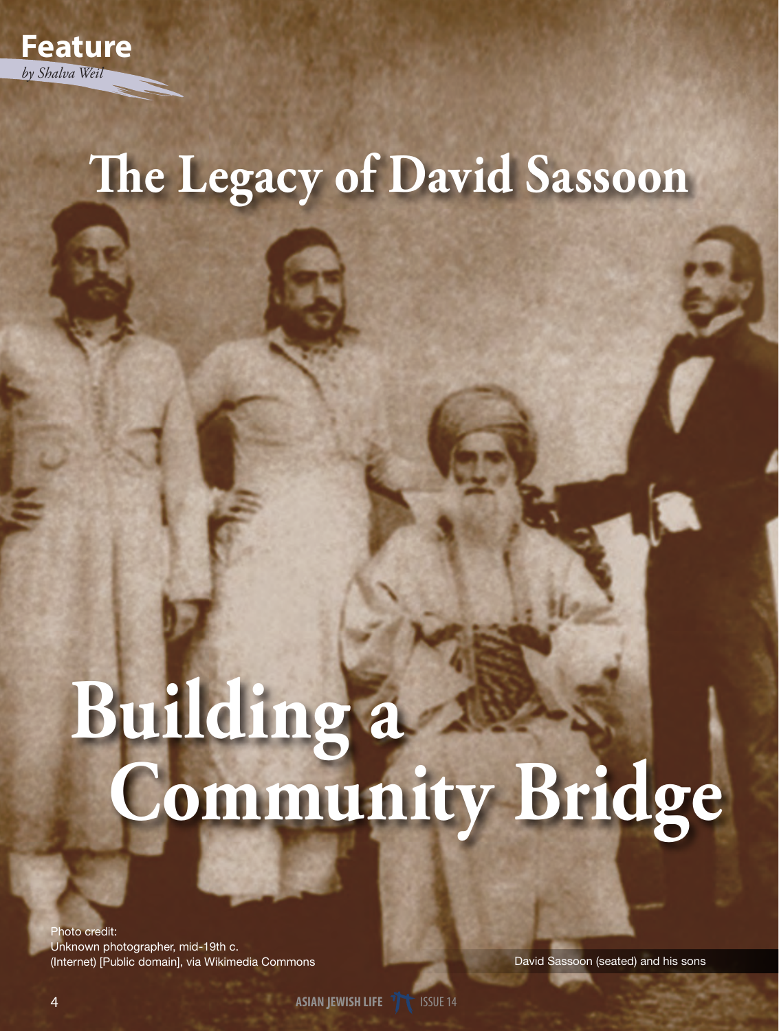**Feature**

*by Shalva Weil*

# The Legacy of David Sassoon

# Building a Community Bridge

Photo credit:
Unknown photographer, mid-19th c.
(Internet) [Public domain], via Wikimedia Commons

David Sassoon (seated) and his sons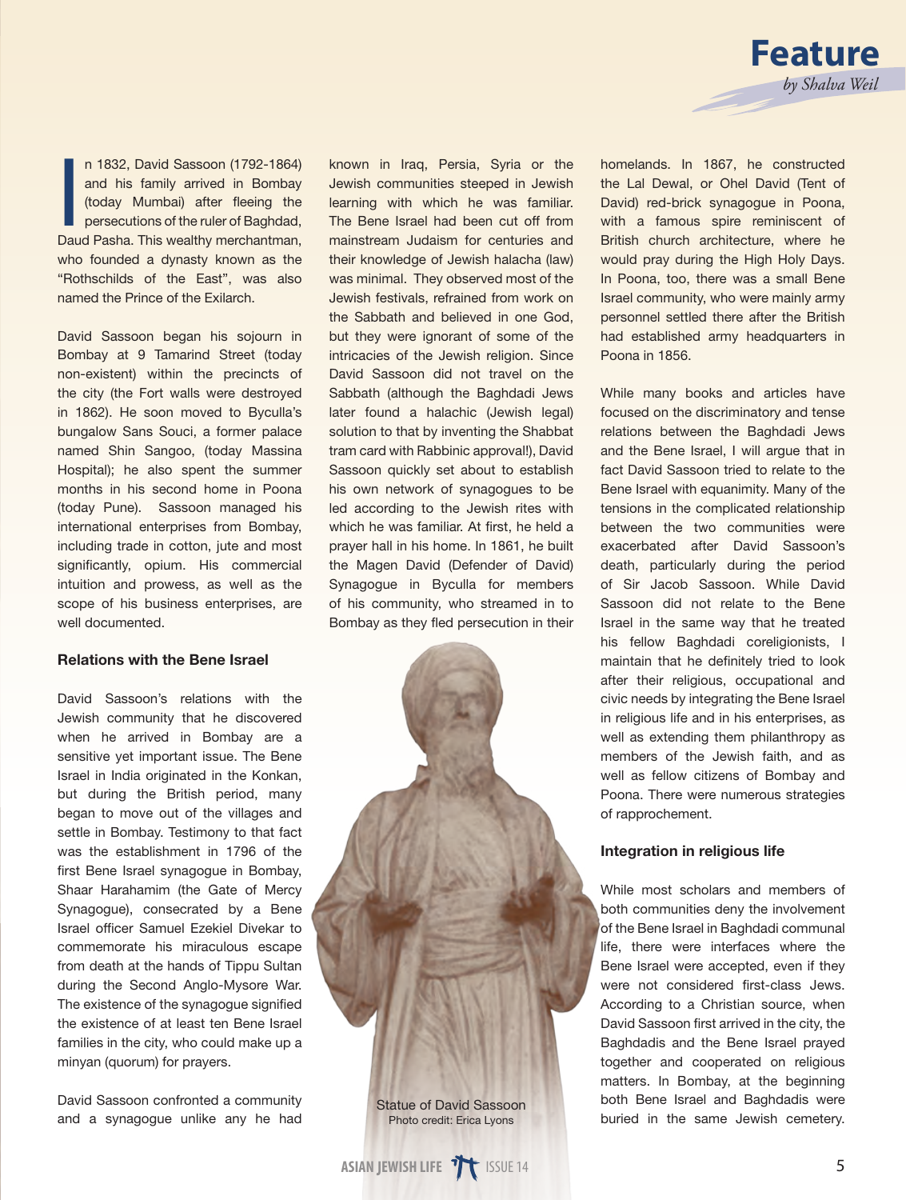## Feature

*by Shalva Weil*

In 1832, David Sassoon (1792-1864) and his family arrived in Bombay (today Mumbai) after fleeing the persecutions of the ruler of Baghdad, Daud Pasha. This wealthy merchantman, who founded a dynasty known as the "Rothschilds of the East", was also named the Prince of the Exilarch.

David Sassoon began his sojourn in Bombay at 9 Tamarind Street (today non-existent) within the precincts of the city (the Fort walls were destroyed in 1862). He soon moved to Byculla's bungalow Sans Souci, a former palace named Shin Sangoo, (today Massina Hospital); he also spent the summer months in his second home in Poona (today Pune). Sassoon managed his international enterprises from Bombay, including trade in cotton, jute and most significantly, opium. His commercial intuition and prowess, as well as the scope of his business enterprises, are well documented.

### Relations with the Bene Israel

David Sassoon's relations with the Jewish community that he discovered when he arrived in Bombay are a sensitive yet important issue. The Bene Israel in India originated in the Konkan, but during the British period, many began to move out of the villages and settle in Bombay. Testimony to that fact was the establishment in 1796 of the first Bene Israel synagogue in Bombay, Shaar Harahamim (the Gate of Mercy Synagogue), consecrated by a Bene Israel officer Samuel Ezekiel Divekar to commemorate his miraculous escape from death at the hands of Tippu Sultan during the Second Anglo-Mysore War. The existence of the synagogue signified the existence of at least ten Bene Israel families in the city, who could make up a minyan (quorum) for prayers.

David Sassoon confronted a community and a synagogue unlike any he had known in Iraq, Persia, Syria or the Jewish communities steeped in Jewish learning with which he was familiar. The Bene Israel had been cut off from mainstream Judaism for centuries and their knowledge of Jewish halacha (law) was minimal. They observed most of the Jewish festivals, refrained from work on the Sabbath and believed in one God, but they were ignorant of some of the intricacies of the Jewish religion. Since David Sassoon did not travel on the Sabbath (although the Baghdadi Jews later found a halachic (Jewish legal) solution to that by inventing the Shabbat tram card with Rabbinic approval!), David Sassoon quickly set about to establish his own network of synagogues to be led according to the Jewish rites with which he was familiar. At first, he held a prayer hall in his home. In 1861, he built the Magen David (Defender of David) Synagogue in Byculla for members of his community, who streamed in to Bombay as they fled persecution in their homelands. In 1867, he constructed the Lal Dewal, or Ohel David (Tent of David) red-brick synagogue in Poona, with a famous spire reminiscent of British church architecture, where he would pray during the High Holy Days. In Poona, too, there was a small Bene Israel community, who were mainly army personnel settled there after the British had established army headquarters in Poona in 1856.

Statue of David Sassoon
Photo credit: Erica Lyons

While many books and articles have focused on the discriminatory and tense relations between the Baghdadi Jews and the Bene Israel, I will argue that in fact David Sassoon tried to relate to the Bene Israel with equanimity. Many of the tensions in the complicated relationship between the two communities were exacerbated after David Sassoon's death, particularly during the period of Sir Jacob Sassoon. While David Sassoon did not relate to the Bene Israel in the same way that he treated his fellow Baghdadi coreligionists, I maintain that he definitely tried to look after their religious, occupational and civic needs by integrating the Bene Israel in religious life and in his enterprises, as well as extending them philanthropy as members of the Jewish faith, and as well as fellow citizens of Bombay and Poona. There were numerous strategies of rapprochement.

### Integration in religious life

While most scholars and members of both communities deny the involvement of the Bene Israel in Baghdadi communal life, there were interfaces where the Bene Israel were accepted, even if they were not considered first-class Jews. According to a Christian source, when David Sassoon first arrived in the city, the Baghdadis and the Bene Israel prayed together and cooperated on religious matters. In Bombay, at the beginning both Bene Israel and Baghdadis were buried in the same Jewish cemetery.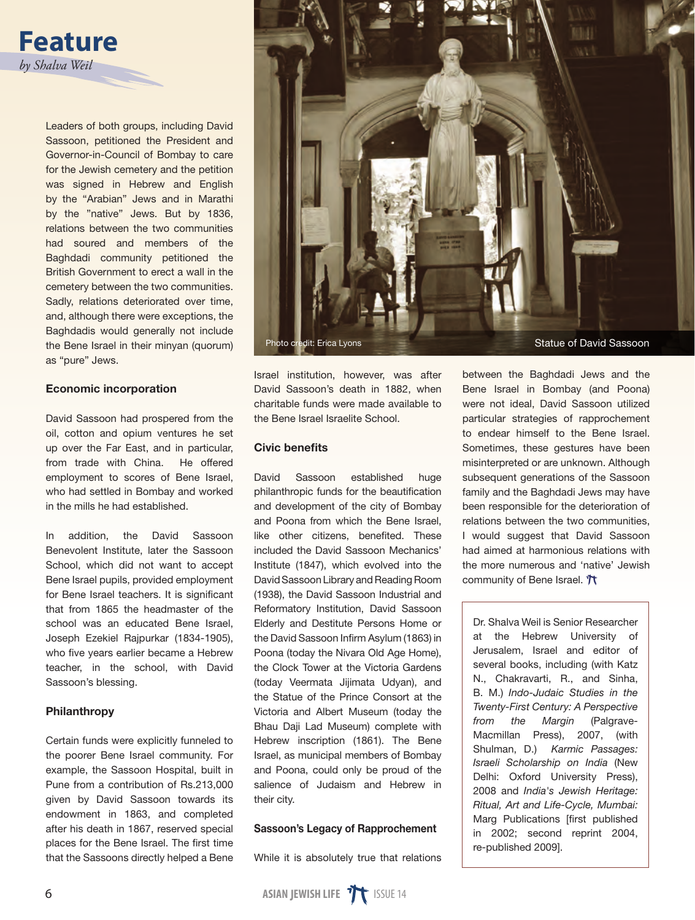# Feature

*by Shalva Weil*

Leaders of both groups, including David Sassoon, petitioned the President and Governor-in-Council of Bombay to care for the Jewish cemetery and the petition was signed in Hebrew and English by the "Arabian" Jews and in Marathi by the "native" Jews. But by 1836, relations between the two communities had soured and members of the Baghdadi community petitioned the British Government to erect a wall in the cemetery between the two communities. Sadly, relations deteriorated over time, and, although there were exceptions, the Baghdadis would generally not include the Bene Israel in their minyan (quorum) as "pure" Jews.

### Economic incorporation

David Sassoon had prospered from the oil, cotton and opium ventures he set up over the Far East, and in particular, from trade with China. He offered employment to scores of Bene Israel, who had settled in Bombay and worked in the mills he had established.

In addition, the David Sassoon Benevolent Institute, later the Sassoon School, which did not want to accept Bene Israel pupils, provided employment for Bene Israel teachers. It is significant that from 1865 the headmaster of the school was an educated Bene Israel, Joseph Ezekiel Rajpurkar (1834-1905), who five years earlier became a Hebrew teacher, in the school, with David Sassoon's blessing.

### Philanthropy

Certain funds were explicitly funneled to the poorer Bene Israel community. For example, the Sassoon Hospital, built in Pune from a contribution of Rs.213,000 given by David Sassoon towards its endowment in 1863, and completed after his death in 1867, reserved special places for the Bene Israel. The first time that the Sassoons directly helped a Bene Israel institution, however, was after David Sassoon's death in 1882, when charitable funds were made available to the Bene Israel Israelite School.

Photo credit: Erica Lyons

Statue of David Sassoon

### Civic benefits

David Sassoon established huge philanthropic funds for the beautification and development of the city of Bombay and Poona from which the Bene Israel, like other citizens, benefited. These included the David Sassoon Mechanics' Institute (1847), which evolved into the David Sassoon Library and Reading Room (1938), the David Sassoon Industrial and Reformatory Institution, David Sassoon Elderly and Destitute Persons Home or the David Sassoon Infirm Asylum (1863) in Poona (today the Nivara Old Age Home), the Clock Tower at the Victoria Gardens (today Veermata Jijimata Udyan), and the Statue of the Prince Consort at the Victoria and Albert Museum (today the Bhau Daji Lad Museum) complete with Hebrew inscription (1861). The Bene Israel, as municipal members of Bombay and Poona, could only be proud of the salience of Judaism and Hebrew in their city.

### Sassoon's Legacy of Rapprochement

While it is absolutely true that relations between the Baghdadi Jews and the Bene Israel in Bombay (and Poona) were not ideal, David Sassoon utilized particular strategies of rapprochement to endear himself to the Bene Israel. Sometimes, these gestures have been misinterpreted or are unknown. Although subsequent generations of the Sassoon family and the Baghdadi Jews may have been responsible for the deterioration of relations between the two communities, I would suggest that David Sassoon had aimed at harmonious relations with the more numerous and 'native' Jewish community of Bene Israel.

---

Dr. Shalva Weil is Senior Researcher at the Hebrew University of Jerusalem, Israel and editor of several books, including (with Katz N., Chakravarti, R., and Sinha, B. M.) *Indo-Judaic Studies in the Twenty-First Century: A Perspective from the Margin* (Palgrave-Macmillan Press), 2007, (with Shulman, D.) *Karmic Passages: Israeli Scholarship on India* (New Delhi: Oxford University Press), 2008 and *India's Jewish Heritage: Ritual, Art and Life-Cycle, Mumbai:* Marg Publications [first published in 2002; second reprint 2004, re-published 2009].